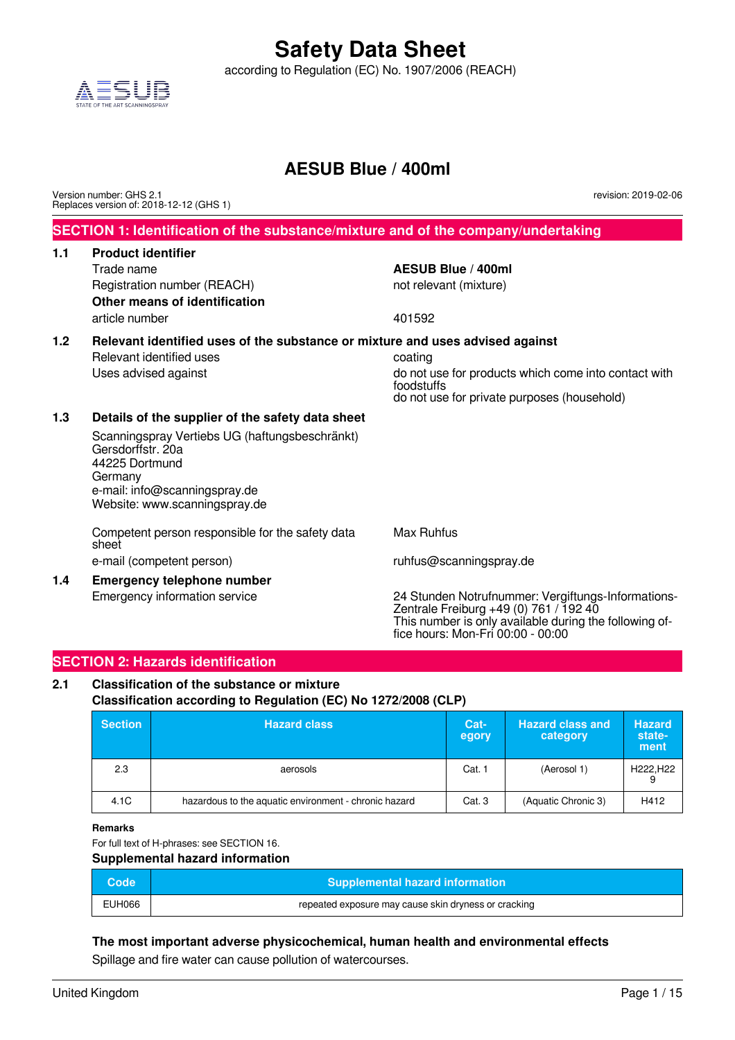# Safety Data Sheet

according to Regulation (EC) No. 1907/2006 (REACH)

AESUB
STATE OF THE ART SCANNINGSPRAY

## AESUB Blue / 400ml

Version number: GHS 2.1
Replaces version of: 2018-12-12 (GHS 1)

revision: 2019-02-06

## SECTION 1: Identification of the substance/mixture and of the company/undertaking

### 1.1 Product identifier

| | |
|---|---|
| Trade name | **AESUB Blue / 400ml** |
| Registration number (REACH) | not relevant (mixture) |

**Other means of identification**

| | |
|---|---|
| article number | 401592 |

### 1.2 Relevant identified uses of the substance or mixture and uses advised against

| | |
|---|---|
| Relevant identified uses | coating |
| Uses advised against | do not use for products which come into contact with foodstuffs<br>do not use for private purposes (household) |

### 1.3 Details of the supplier of the safety data sheet

Scanningspray Vertiebs UG (haftungsbeschränkt)
Gersdorffstr. 20a
44225 Dortmund
Germany
e-mail: info@scanningspray.de
Website: www.scanningspray.de

| | |
|---|---|
| Competent person responsible for the safety data sheet | Max Ruhfus |
| e-mail (competent person) | ruhfus@scanningspray.de |

### 1.4 Emergency telephone number

| | |
|---|---|
| Emergency information service | 24 Stunden Notrufnummer: Vergiftungs-Informations-Zentrale Freiburg +49 (0) 761 / 192 40<br>This number is only available during the following office hours: Mon-Fri 00:00 - 00:00 |

## SECTION 2: Hazards identification

### 2.1 Classification of the substance or mixture

**Classification according to Regulation (EC) No 1272/2008 (CLP)**

| Section | Hazard class | Category | Hazard class and category | Hazard statement |
|---|---|---|---|---|
| 2.3 | aerosols | Cat. 1 | (Aerosol 1) | H222,H229 |
| 4.1C | hazardous to the aquatic environment - chronic hazard | Cat. 3 | (Aquatic Chronic 3) | H412 |

**Remarks**

For full text of H-phrases: see SECTION 16.

**Supplemental hazard information**

| Code | Supplemental hazard information |
|---|---|
| EUH066 | repeated exposure may cause skin dryness or cracking |

**The most important adverse physicochemical, human health and environmental effects**

Spillage and fire water can cause pollution of watercourses.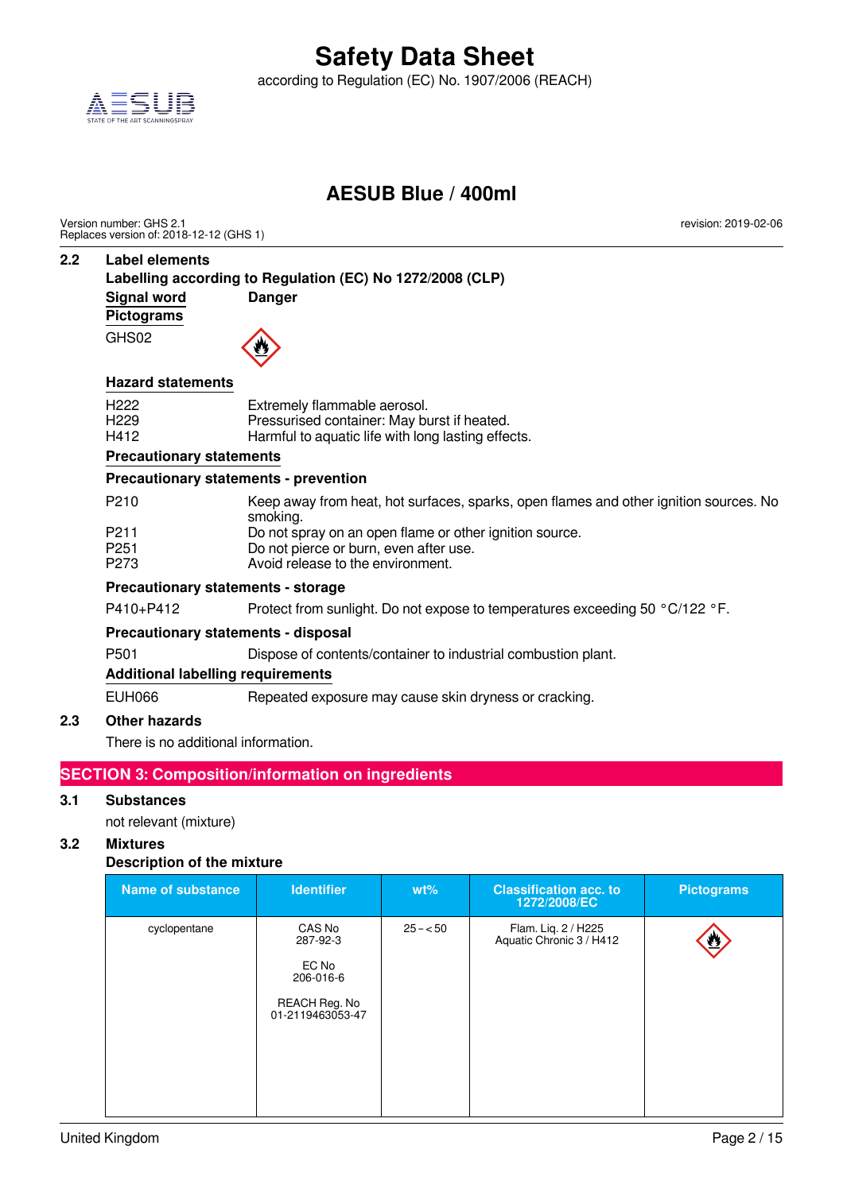### 2.2 Label elements

**Labelling according to Regulation (EC) No 1272/2008 (CLP)**

**Signal word** Danger

**Pictograms**

GHS02

**Hazard statements**

| | |
|---|---|
| H222 | Extremely flammable aerosol. |
| H229 | Pressurised container: May burst if heated. |
| H412 | Harmful to aquatic life with long lasting effects. |

**Precautionary statements**

**Precautionary statements - prevention**

| | |
|---|---|
| P210 | Keep away from heat, hot surfaces, sparks, open flames and other ignition sources. No smoking. |
| P211 | Do not spray on an open flame or other ignition source. |
| P251 | Do not pierce or burn, even after use. |
| P273 | Avoid release to the environment. |

**Precautionary statements - storage**

| | |
|---|---|
| P410+P412 | Protect from sunlight. Do not expose to temperatures exceeding 50 °C/122 °F. |

**Precautionary statements - disposal**

| | |
|---|---|
| P501 | Dispose of contents/container to industrial combustion plant. |

**Additional labelling requirements**

| | |
|---|---|
| EUH066 | Repeated exposure may cause skin dryness or cracking. |

### 2.3 Other hazards

There is no additional information.

## SECTION 3: Composition/information on ingredients

### 3.1 Substances

not relevant (mixture)

### 3.2 Mixtures

**Description of the mixture**

| Name of substance | Identifier | wt% | Classification acc. to 1272/2008/EC | Pictograms |
|---|---|---|---|---|
| cyclopentane | CAS No 287-92-3<br><br>EC No 206-016-6<br><br>REACH Reg. No 01-2119463053-47 | 25 – < 50 | Flam. Liq. 2 / H225<br>Aquatic Chronic 3 / H412 | |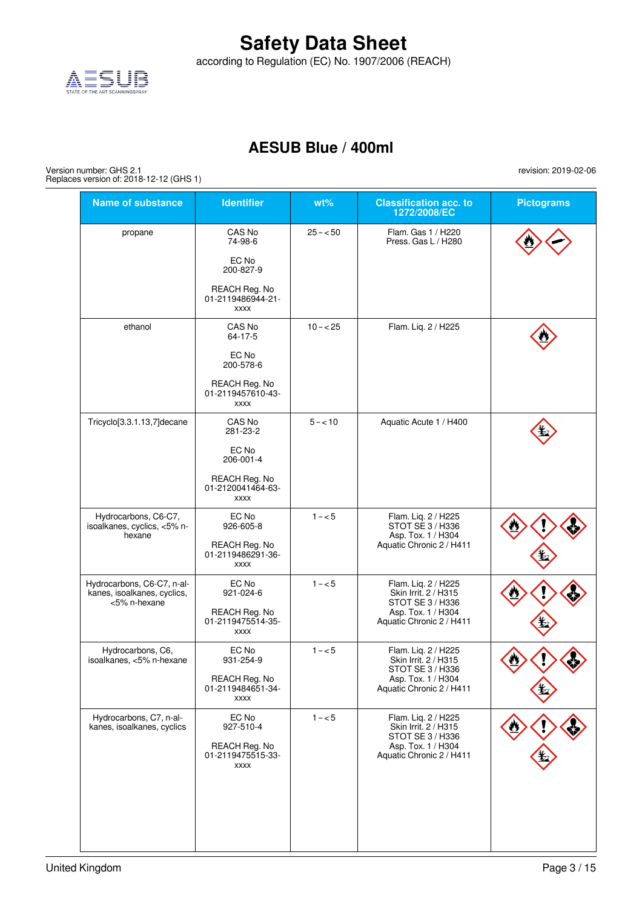# Safety Data Sheet

according to Regulation (EC) No. 1907/2006 (REACH)

## AESUB Blue / 400ml

Version number: GHS 2.1
Replaces version of: 2018-12-12 (GHS 1)

revision: 2019-02-06

| Name of substance | Identifier | wt% | Classification acc. to 1272/2008/EC | Pictograms |
|---|---|---|---|---|
| propane | CAS No 74-98-6<br><br>EC No 200-827-9<br><br>REACH Reg. No 01-2119486944-21-xxxx | 25 – < 50 | Flam. Gas 1 / H220<br>Press. Gas L / H280 | |
| ethanol | CAS No 64-17-5<br><br>EC No 200-578-6<br><br>REACH Reg. No 01-2119457610-43-xxxx | 10 – < 25 | Flam. Liq. 2 / H225 | |
| Tricyclo[3.3.1.13,7]decane | CAS No 281-23-2<br><br>EC No 206-001-4<br><br>REACH Reg. No 01-2120041464-63-xxxx | 5 – < 10 | Aquatic Acute 1 / H400 | |
| Hydrocarbons, C6-C7, isoalkanes, cyclics, <5% n-hexane | EC No 926-605-8<br><br>REACH Reg. No 01-2119486291-36-xxxx | 1 – < 5 | Flam. Liq. 2 / H225<br>STOT SE 3 / H336<br>Asp. Tox. 1 / H304<br>Aquatic Chronic 2 / H411 | |
| Hydrocarbons, C6-C7, n-alkanes, isoalkanes, cyclics, <5% n-hexane | EC No 921-024-6<br><br>REACH Reg. No 01-2119475514-35-xxxx | 1 – < 5 | Flam. Liq. 2 / H225<br>Skin Irrit. 2 / H315<br>STOT SE 3 / H336<br>Asp. Tox. 1 / H304<br>Aquatic Chronic 2 / H411 | |
| Hydrocarbons, C6, isoalkanes, <5% n-hexane | EC No 931-254-9<br><br>REACH Reg. No 01-2119484651-34-xxxx | 1 – < 5 | Flam. Liq. 2 / H225<br>Skin Irrit. 2 / H315<br>STOT SE 3 / H336<br>Asp. Tox. 1 / H304<br>Aquatic Chronic 2 / H411 | |
| Hydrocarbons, C7, n-alkanes, isoalkanes, cyclics | EC No 927-510-4<br><br>REACH Reg. No 01-2119475515-33-xxxx | 1 – < 5 | Flam. Liq. 2 / H225<br>Skin Irrit. 2 / H315<br>STOT SE 3 / H336<br>Asp. Tox. 1 / H304<br>Aquatic Chronic 2 / H411 | |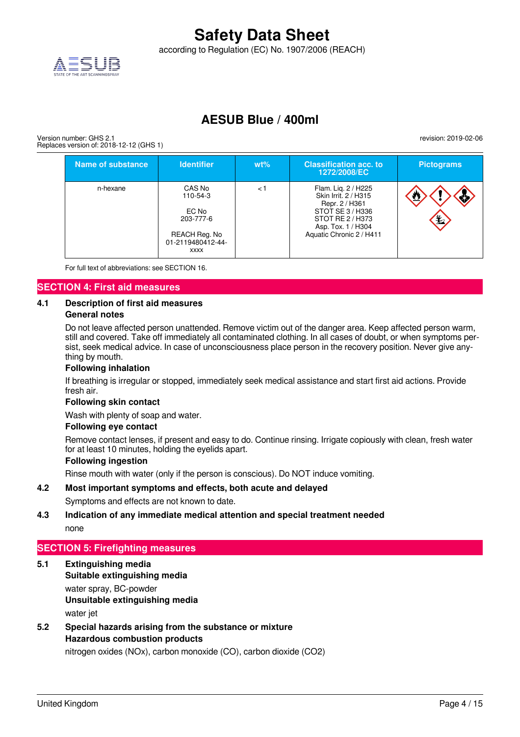| Name of substance | Identifier | wt% | Classification acc. to 1272/2008/EC | Pictograms |
|---|---|---|---|---|
| n-hexane | CAS No 110-54-3<br><br>EC No 203-777-6<br><br>REACH Reg. No 01-2119480412-44-xxxx | < 1 | Flam. Liq. 2 / H225<br>Skin Irrit. 2 / H315<br>Repr. 2 / H361<br>STOT SE 3 / H336<br>STOT RE 2 / H373<br>Asp. Tox. 1 / H304<br>Aquatic Chronic 2 / H411 | |

For full text of abbreviations: see SECTION 16.

## SECTION 4: First aid measures

### 4.1 Description of first aid measures

**General notes**

Do not leave affected person unattended. Remove victim out of the danger area. Keep affected person warm, still and covered. Take off immediately all contaminated clothing. In all cases of doubt, or when symptoms persist, seek medical advice. In case of unconsciousness place person in the recovery position. Never give anything by mouth.

**Following inhalation**

If breathing is irregular or stopped, immediately seek medical assistance and start first aid actions. Provide fresh air.

**Following skin contact**

Wash with plenty of soap and water.

**Following eye contact**

Remove contact lenses, if present and easy to do. Continue rinsing. Irrigate copiously with clean, fresh water for at least 10 minutes, holding the eyelids apart.

**Following ingestion**

Rinse mouth with water (only if the person is conscious). Do NOT induce vomiting.

### 4.2 Most important symptoms and effects, both acute and delayed

Symptoms and effects are not known to date.

### 4.3 Indication of any immediate medical attention and special treatment needed

none

## SECTION 5: Firefighting measures

### 5.1 Extinguishing media

**Suitable extinguishing media**

water spray, BC-powder

**Unsuitable extinguishing media**

water jet

### 5.2 Special hazards arising from the substance or mixture

**Hazardous combustion products**

nitrogen oxides (NOx), carbon monoxide (CO), carbon dioxide ($CO_2$)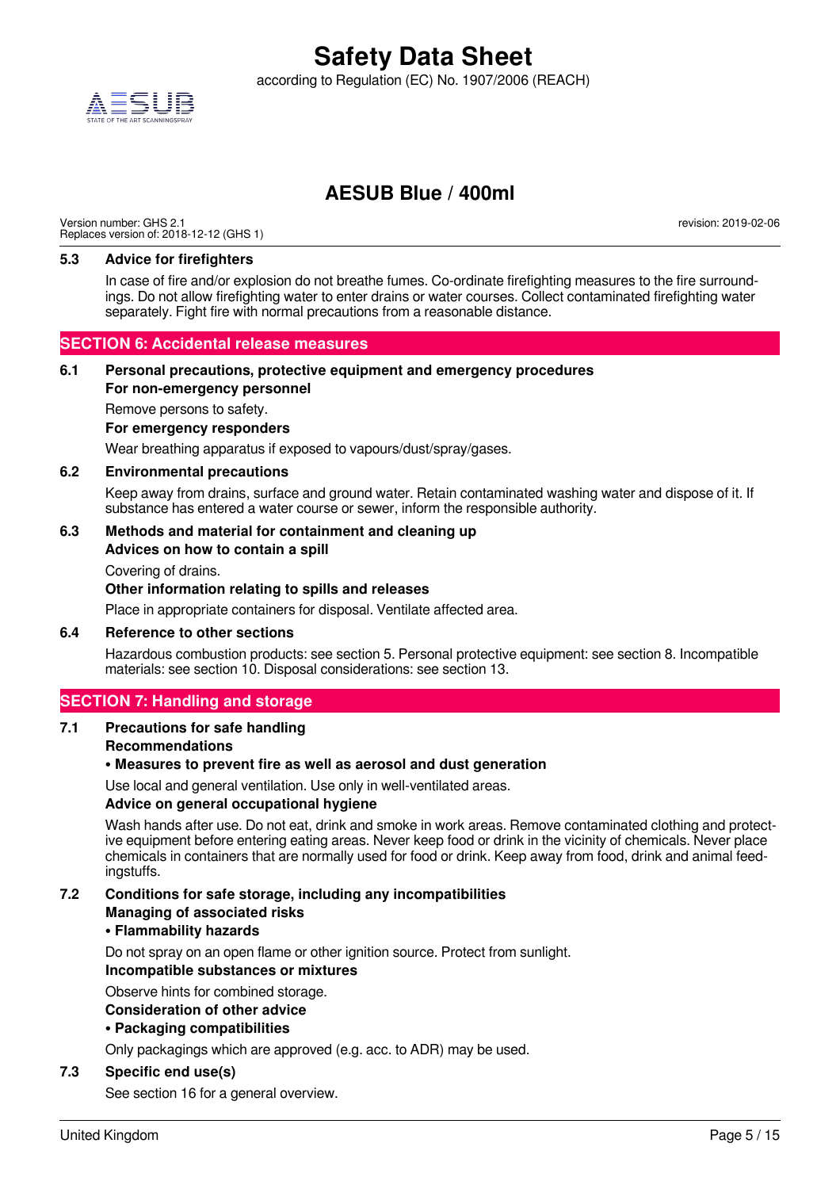### 5.3 Advice for firefighters

In case of fire and/or explosion do not breathe fumes. Co-ordinate firefighting measures to the fire surroundings. Do not allow firefighting water to enter drains or water courses. Collect contaminated firefighting water separately. Fight fire with normal precautions from a reasonable distance.

## SECTION 6: Accidental release measures

### 6.1 Personal precautions, protective equipment and emergency procedures

**For non-emergency personnel**

Remove persons to safety.

**For emergency responders**

Wear breathing apparatus if exposed to vapours/dust/spray/gases.

### 6.2 Environmental precautions

Keep away from drains, surface and ground water. Retain contaminated washing water and dispose of it. If substance has entered a water course or sewer, inform the responsible authority.

### 6.3 Methods and material for containment and cleaning up

**Advices on how to contain a spill**

Covering of drains.

**Other information relating to spills and releases**

Place in appropriate containers for disposal. Ventilate affected area.

### 6.4 Reference to other sections

Hazardous combustion products: see section 5. Personal protective equipment: see section 8. Incompatible materials: see section 10. Disposal considerations: see section 13.

## SECTION 7: Handling and storage

### 7.1 Precautions for safe handling

**Recommendations**

**• Measures to prevent fire as well as aerosol and dust generation**

Use local and general ventilation. Use only in well-ventilated areas.

**Advice on general occupational hygiene**

Wash hands after use. Do not eat, drink and smoke in work areas. Remove contaminated clothing and protective equipment before entering eating areas. Never keep food or drink in the vicinity of chemicals. Never place chemicals in containers that are normally used for food or drink. Keep away from food, drink and animal feedingstuffs.

### 7.2 Conditions for safe storage, including any incompatibilities

**Managing of associated risks**

**• Flammability hazards**

Do not spray on an open flame or other ignition source. Protect from sunlight.

**Incompatible substances or mixtures**

Observe hints for combined storage.

**Consideration of other advice**

**• Packaging compatibilities**

Only packagings which are approved (e.g. acc. to ADR) may be used.

### 7.3 Specific end use(s)

See section 16 for a general overview.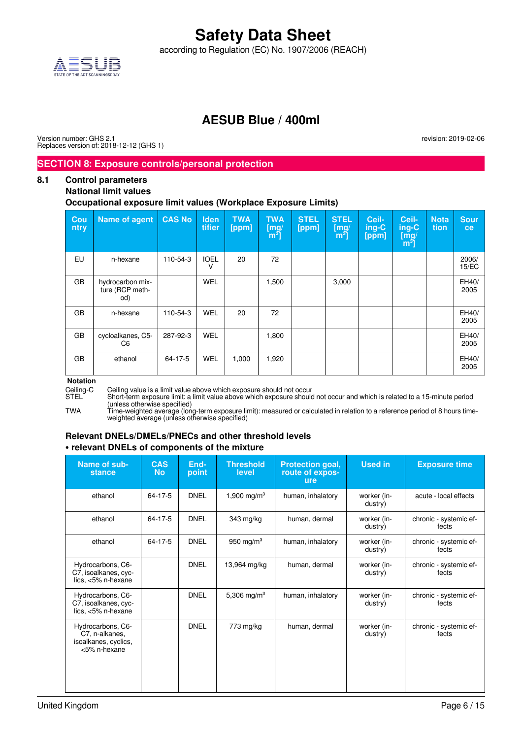# Safety Data Sheet

according to Regulation (EC) No. 1907/2006 (REACH)

## AESUB Blue / 400ml

Version number: GHS 2.1
Replaces version of: 2018-12-12 (GHS 1)

revision: 2019-02-06

## SECTION 8: Exposure controls/personal protection

### 8.1 Control parameters

**National limit values**

**Occupational exposure limit values (Workplace Exposure Limits)**

| Country | Name of agent | CAS No | Identifier | TWA [ppm] | TWA [mg/m³] | STEL [ppm] | STEL [mg/m³] | Ceiling-C [ppm] | Ceiling-C [mg/m³] | Notation | Source |
|---|---|---|---|---|---|---|---|---|---|---|---|
| EU | n-hexane | 110-54-3 | IOELV | 20 | 72 | | | | | | 2006/15/EC |
| GB | hydrocarbon mixture (RCP method) | | WEL | | 1,500 | | 3,000 | | | | EH40/2005 |
| GB | n-hexane | 110-54-3 | WEL | 20 | 72 | | | | | | EH40/2005 |
| GB | cycloalkanes, C5-C6 | 287-92-3 | WEL | | 1,800 | | | | | | EH40/2005 |
| GB | ethanol | 64-17-5 | WEL | 1,000 | 1,920 | | | | | | EH40/2005 |

**Notation**

Ceiling-C — Ceiling value is a limit value above which exposure should not occur
STEL — Short-term exposure limit: a limit value above which exposure should not occur and which is related to a 15-minute period (unless otherwise specified)
TWA — Time-weighted average (long-term exposure limit): measured or calculated in relation to a reference period of 8 hours time-weighted average (unless otherwise specified)

**Relevant DNELs/DMELs/PNECs and other threshold levels**

**• relevant DNELs of components of the mixture**

| Name of substance | CAS No | Endpoint | Threshold level | Protection goal, route of exposure | Used in | Exposure time |
|---|---|---|---|---|---|---|
| ethanol | 64-17-5 | DNEL | 1,900 mg/m³ | human, inhalatory | worker (industry) | acute - local effects |
| ethanol | 64-17-5 | DNEL | 343 mg/kg | human, dermal | worker (industry) | chronic - systemic effects |
| ethanol | 64-17-5 | DNEL | 950 mg/m³ | human, inhalatory | worker (industry) | chronic - systemic effects |
| Hydrocarbons, C6-C7, isoalkanes, cyclics, <5% n-hexane | | DNEL | 13,964 mg/kg | human, dermal | worker (industry) | chronic - systemic effects |
| Hydrocarbons, C6-C7, isoalkanes, cyclics, <5% n-hexane | | DNEL | 5,306 mg/m³ | human, inhalatory | worker (industry) | chronic - systemic effects |
| Hydrocarbons, C6-C7, n-alkanes, isoalkanes, cyclics, <5% n-hexane | | DNEL | 773 mg/kg | human, dermal | worker (industry) | chronic - systemic effects |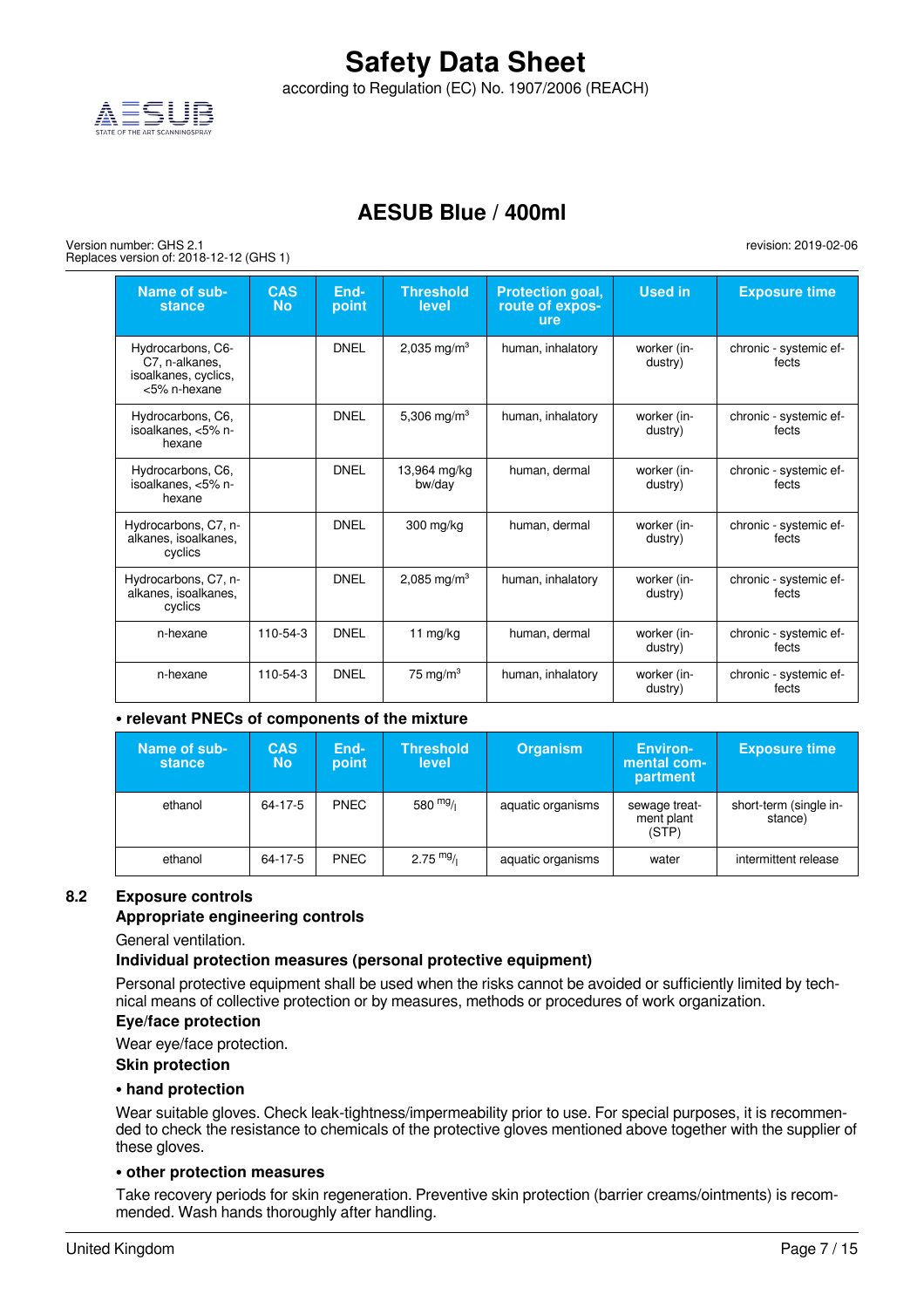| Name of substance | CAS No | Endpoint | Threshold level | Protection goal, route of exposure | Used in | Exposure time |
|---|---|---|---|---|---|---|
| Hydrocarbons, C6-C7, n-alkanes, isoalkanes, cyclics, <5% n-hexane | | DNEL | 2,035 mg/m³ | human, inhalatory | worker (industry) | chronic - systemic effects |
| Hydrocarbons, C6, isoalkanes, <5% n-hexane | | DNEL | 5,306 mg/m³ | human, inhalatory | worker (industry) | chronic - systemic effects |
| Hydrocarbons, C6, isoalkanes, <5% n-hexane | | DNEL | 13,964 mg/kg bw/day | human, dermal | worker (industry) | chronic - systemic effects |
| Hydrocarbons, C7, n-alkanes, isoalkanes, cyclics | | DNEL | 300 mg/kg | human, dermal | worker (industry) | chronic - systemic effects |
| Hydrocarbons, C7, n-alkanes, isoalkanes, cyclics | | DNEL | 2,085 mg/m³ | human, inhalatory | worker (industry) | chronic - systemic effects |
| n-hexane | 110-54-3 | DNEL | 11 mg/kg | human, dermal | worker (industry) | chronic - systemic effects |
| n-hexane | 110-54-3 | DNEL | 75 mg/m³ | human, inhalatory | worker (industry) | chronic - systemic effects |

**• relevant PNECs of components of the mixture**

| Name of substance | CAS No | Endpoint | Threshold level | Organism | Environmental compartment | Exposure time |
|---|---|---|---|---|---|---|
| ethanol | 64-17-5 | PNEC | 580 mg/l | aquatic organisms | sewage treatment plant (STP) | short-term (single instance) |
| ethanol | 64-17-5 | PNEC | 2.75 mg/l | aquatic organisms | water | intermittent release |

## 8.2 Exposure controls

**Appropriate engineering controls**

General ventilation.

**Individual protection measures (personal protective equipment)**

Personal protective equipment shall be used when the risks cannot be avoided or sufficiently limited by technical means of collective protection or by measures, methods or procedures of work organization.

**Eye/face protection**

Wear eye/face protection.

**Skin protection**

**• hand protection**

Wear suitable gloves. Check leak-tightness/impermeability prior to use. For special purposes, it is recommended to check the resistance to chemicals of the protective gloves mentioned above together with the supplier of these gloves.

**• other protection measures**

Take recovery periods for skin regeneration. Preventive skin protection (barrier creams/ointments) is recommended. Wash hands thoroughly after handling.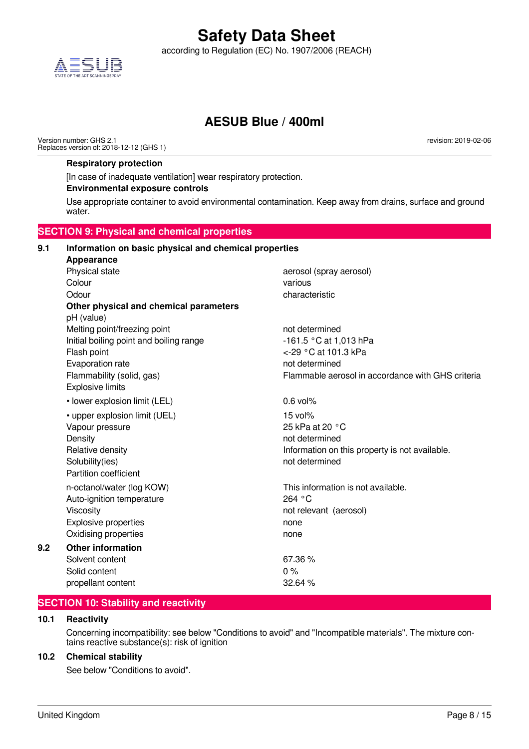**Respiratory protection**

[In case of inadequate ventilation] wear respiratory protection.

**Environmental exposure controls**

Use appropriate container to avoid environmental contamination. Keep away from drains, surface and ground water.

## SECTION 9: Physical and chemical properties

### 9.1 Information on basic physical and chemical properties

**Appearance**

| | |
|---|---|
| Physical state | aerosol (spray aerosol) |
| Colour | various |
| Odour | characteristic |

**Other physical and chemical parameters**

| | |
|---|---|
| pH (value) | |
| Melting point/freezing point | not determined |
| Initial boiling point and boiling range | -161.5 °C at 1,013 hPa |
| Flash point | <-29 °C at 101.3 kPa |
| Evaporation rate | not determined |
| Flammability (solid, gas) | Flammable aerosol in accordance with GHS criteria |
| Explosive limits | |
| • lower explosion limit (LEL) | 0.6 vol% |
| • upper explosion limit (UEL) | 15 vol% |
| Vapour pressure | 25 kPa at 20 °C |
| Density | not determined |
| Relative density | Information on this property is not available. |
| Solubility(ies) | not determined |
| Partition coefficient | |
| n-octanol/water (log KOW) | This information is not available. |
| Auto-ignition temperature | 264 °C |
| Viscosity | not relevant (aerosol) |
| Explosive properties | none |
| Oxidising properties | none |

### 9.2 Other information

| | |
|---|---|
| Solvent content | 67.36 % |
| Solid content | 0 % |
| propellant content | 32.64 % |

## SECTION 10: Stability and reactivity

### 10.1 Reactivity

Concerning incompatibility: see below "Conditions to avoid" and "Incompatible materials". The mixture contains reactive substance(s): risk of ignition

### 10.2 Chemical stability

See below "Conditions to avoid".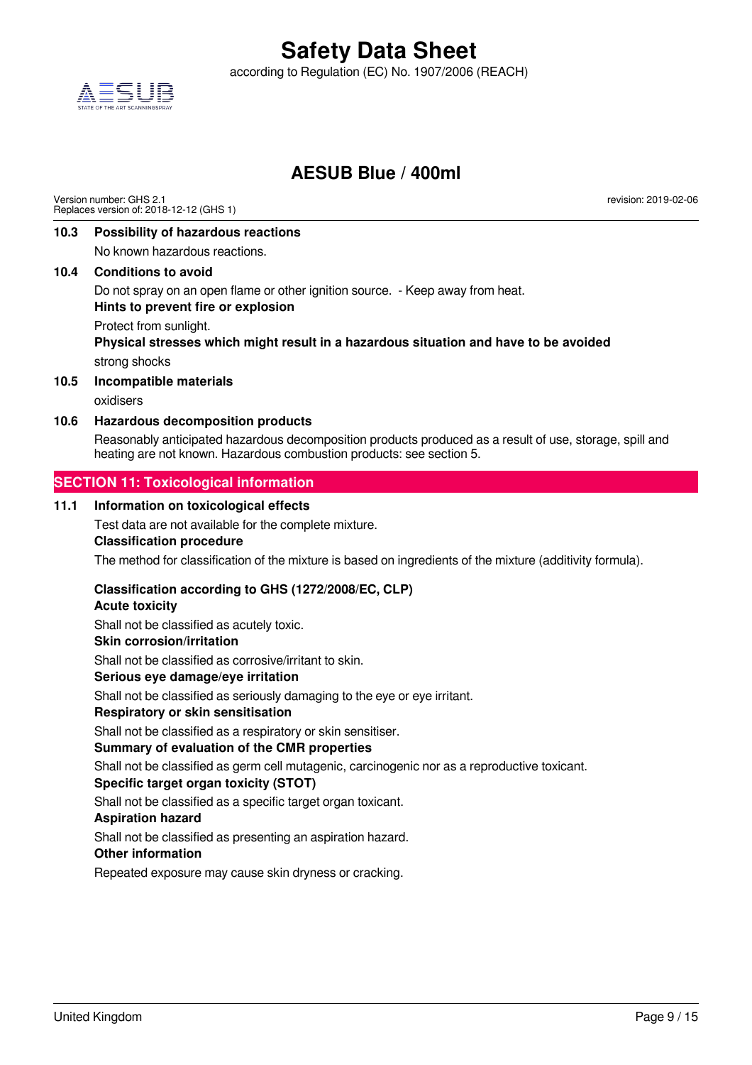### 10.3 Possibility of hazardous reactions

No known hazardous reactions.

### 10.4 Conditions to avoid

Do not spray on an open flame or other ignition source. - Keep away from heat.

**Hints to prevent fire or explosion**

Protect from sunlight.

**Physical stresses which might result in a hazardous situation and have to be avoided**

strong shocks

### 10.5 Incompatible materials

oxidisers

### 10.6 Hazardous decomposition products

Reasonably anticipated hazardous decomposition products produced as a result of use, storage, spill and heating are not known. Hazardous combustion products: see section 5.

## SECTION 11: Toxicological information

### 11.1 Information on toxicological effects

Test data are not available for the complete mixture.

**Classification procedure**

The method for classification of the mixture is based on ingredients of the mixture (additivity formula).

**Classification according to GHS (1272/2008/EC, CLP)**

**Acute toxicity**

Shall not be classified as acutely toxic.

**Skin corrosion/irritation**

Shall not be classified as corrosive/irritant to skin.

**Serious eye damage/eye irritation**

Shall not be classified as seriously damaging to the eye or eye irritant.

**Respiratory or skin sensitisation**

Shall not be classified as a respiratory or skin sensitiser.

**Summary of evaluation of the CMR properties**

Shall not be classified as germ cell mutagenic, carcinogenic nor as a reproductive toxicant.

**Specific target organ toxicity (STOT)**

Shall not be classified as a specific target organ toxicant.

**Aspiration hazard**

Shall not be classified as presenting an aspiration hazard.

**Other information**

Repeated exposure may cause skin dryness or cracking.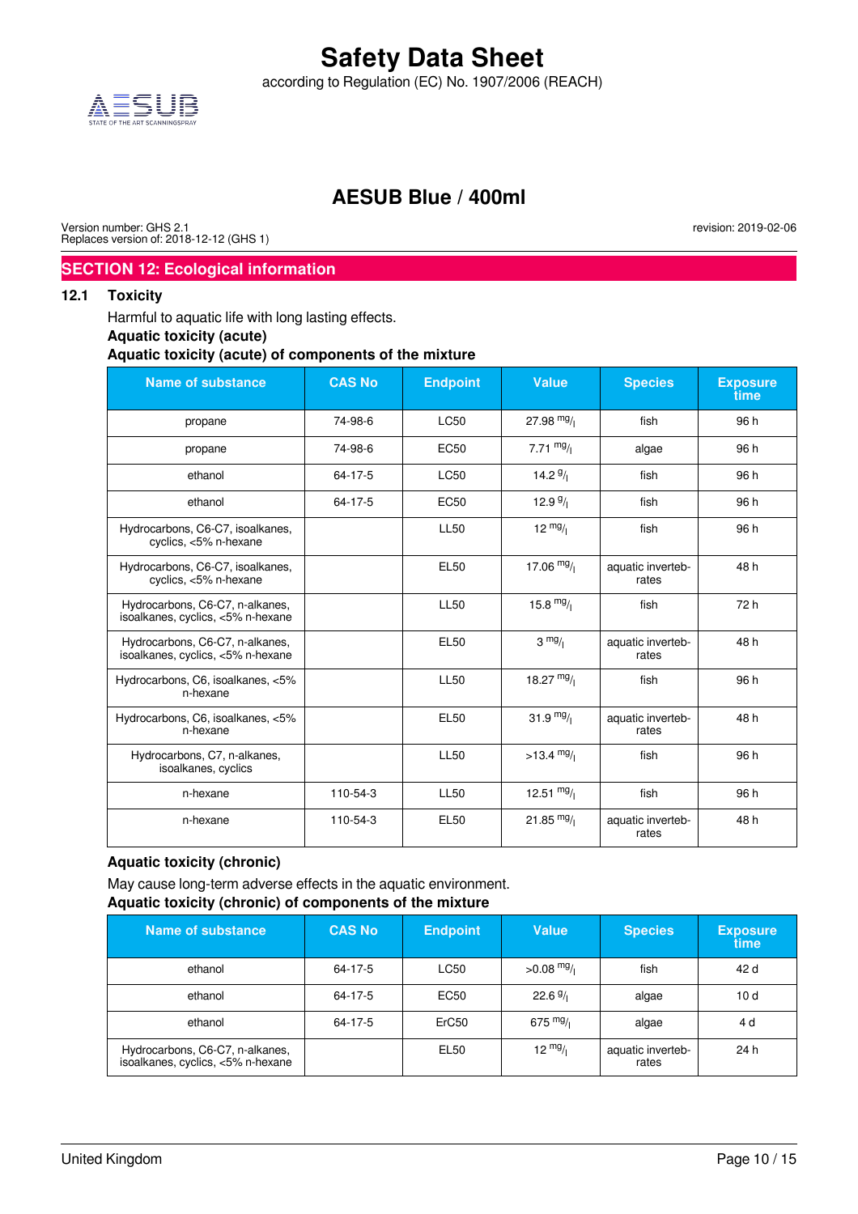# Safety Data Sheet

according to Regulation (EC) No. 1907/2006 (REACH)

## AESUB Blue / 400ml

Version number: GHS 2.1
Replaces version of: 2018-12-12 (GHS 1)

revision: 2019-02-06

## SECTION 12: Ecological information

### 12.1 Toxicity

Harmful to aquatic life with long lasting effects.

**Aquatic toxicity (acute)**

**Aquatic toxicity (acute) of components of the mixture**

| Name of substance | CAS No | Endpoint | Value | Species | Exposure time |
|---|---|---|---|---|---|
| propane | 74-98-6 | LC50 | 27.98 mg/l | fish | 96 h |
| propane | 74-98-6 | EC50 | 7.71 mg/l | algae | 96 h |
| ethanol | 64-17-5 | LC50 | 14.2 g/l | fish | 96 h |
| ethanol | 64-17-5 | EC50 | 12.9 g/l | fish | 96 h |
| Hydrocarbons, C6-C7, isoalkanes, cyclics, <5% n-hexane | | LL50 | 12 mg/l | fish | 96 h |
| Hydrocarbons, C6-C7, isoalkanes, cyclics, <5% n-hexane | | EL50 | 17.06 mg/l | aquatic invertebrates | 48 h |
| Hydrocarbons, C6-C7, n-alkanes, isoalkanes, cyclics, <5% n-hexane | | LL50 | 15.8 mg/l | fish | 72 h |
| Hydrocarbons, C6-C7, n-alkanes, isoalkanes, cyclics, <5% n-hexane | | EL50 | 3 mg/l | aquatic invertebrates | 48 h |
| Hydrocarbons, C6, isoalkanes, <5% n-hexane | | LL50 | 18.27 mg/l | fish | 96 h |
| Hydrocarbons, C6, isoalkanes, <5% n-hexane | | EL50 | 31.9 mg/l | aquatic invertebrates | 48 h |
| Hydrocarbons, C7, n-alkanes, isoalkanes, cyclics | | LL50 | >13.4 mg/l | fish | 96 h |
| n-hexane | 110-54-3 | LL50 | 12.51 mg/l | fish | 96 h |
| n-hexane | 110-54-3 | EL50 | 21.85 mg/l | aquatic invertebrates | 48 h |

**Aquatic toxicity (chronic)**

May cause long-term adverse effects in the aquatic environment.

**Aquatic toxicity (chronic) of components of the mixture**

| Name of substance | CAS No | Endpoint | Value | Species | Exposure time |
|---|---|---|---|---|---|
| ethanol | 64-17-5 | LC50 | >0.08 mg/l | fish | 42 d |
| ethanol | 64-17-5 | EC50 | 22.6 g/l | algae | 10 d |
| ethanol | 64-17-5 | ErC50 | 675 mg/l | algae | 4 d |
| Hydrocarbons, C6-C7, n-alkanes, isoalkanes, cyclics, <5% n-hexane | | EL50 | 12 mg/l | aquatic invertebrates | 24 h |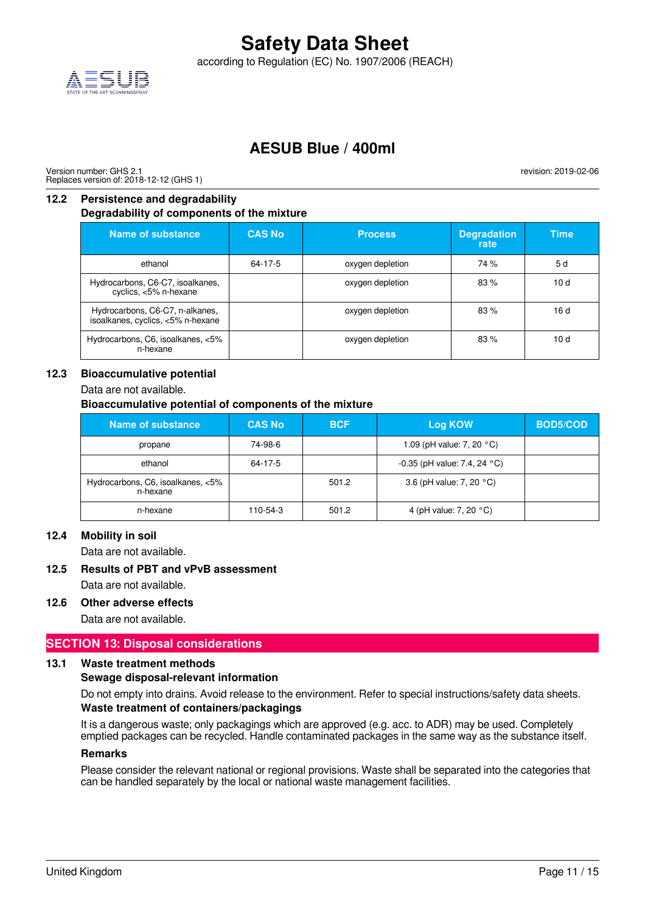### 12.2 Persistence and degradability

**Degradability of components of the mixture**

| Name of substance | CAS No | Process | Degradation rate | Time |
|---|---|---|---|---|
| ethanol | 64-17-5 | oxygen depletion | 74 % | 5 d |
| Hydrocarbons, C6-C7, isoalkanes, cyclics, <5% n-hexane | | oxygen depletion | 83 % | 10 d |
| Hydrocarbons, C6-C7, n-alkanes, isoalkanes, cyclics, <5% n-hexane | | oxygen depletion | 83 % | 16 d |
| Hydrocarbons, C6, isoalkanes, <5% n-hexane | | oxygen depletion | 83 % | 10 d |

### 12.3 Bioaccumulative potential

Data are not available.

**Bioaccumulative potential of components of the mixture**

| Name of substance | CAS No | BCF | Log KOW | BOD5/COD |
|---|---|---|---|---|
| propane | 74-98-6 | | 1.09 (pH value: 7, 20 °C) | |
| ethanol | 64-17-5 | | -0.35 (pH value: 7.4, 24 °C) | |
| Hydrocarbons, C6, isoalkanes, <5% n-hexane | | 501.2 | 3.6 (pH value: 7, 20 °C) | |
| n-hexane | 110-54-3 | 501.2 | 4 (pH value: 7, 20 °C) | |

### 12.4 Mobility in soil

Data are not available.

### 12.5 Results of PBT and vPvB assessment

Data are not available.

### 12.6 Other adverse effects

Data are not available.

## SECTION 13: Disposal considerations

### 13.1 Waste treatment methods

**Sewage disposal-relevant information**

Do not empty into drains. Avoid release to the environment. Refer to special instructions/safety data sheets.

**Waste treatment of containers/packagings**

It is a dangerous waste; only packagings which are approved (e.g. acc. to ADR) may be used. Completely emptied packages can be recycled. Handle contaminated packages in the same way as the substance itself.

**Remarks**

Please consider the relevant national or regional provisions. Waste shall be separated into the categories that can be handled separately by the local or national waste management facilities.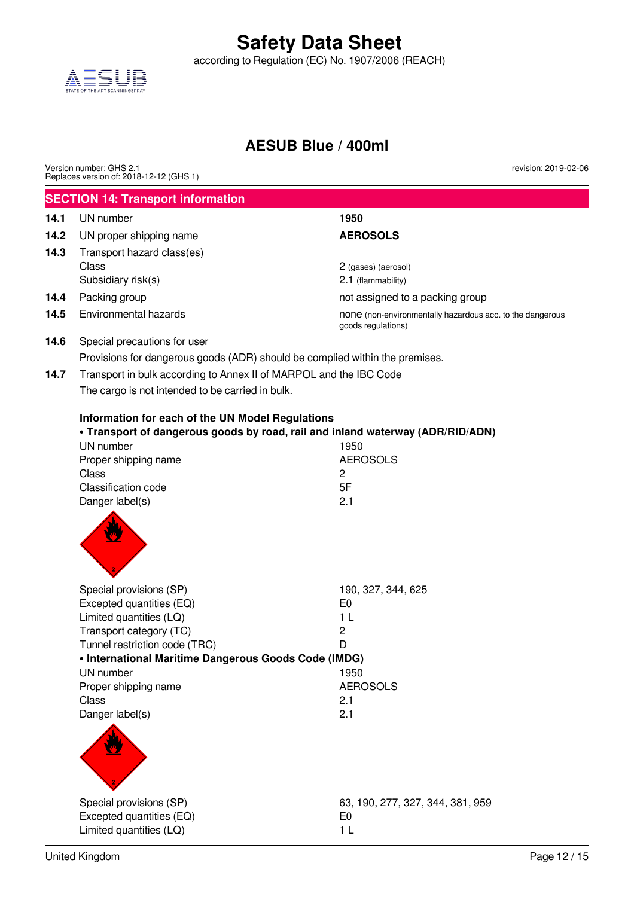## SECTION 14: Transport information

| | | |
|---|---|---|
| **14.1** | UN number | **1950** |
| **14.2** | UN proper shipping name | **AEROSOLS** |
| **14.3** | Transport hazard class(es) | |
| | Class | 2 (gases) (aerosol) |
| | Subsidiary risk(s) | 2.1 (flammability) |
| **14.4** | Packing group | not assigned to a packing group |
| **14.5** | Environmental hazards | none (non-environmentally hazardous acc. to the dangerous goods regulations) |

**14.6** Special precautions for user

Provisions for dangerous goods (ADR) should be complied within the premises.

**14.7** Transport in bulk according to Annex II of MARPOL and the IBC Code

The cargo is not intended to be carried in bulk.

**Information for each of the UN Model Regulations**

**• Transport of dangerous goods by road, rail and inland waterway (ADR/RID/ADN)**

| | |
|---|---|
| UN number | 1950 |
| Proper shipping name | AEROSOLS |
| Class | 2 |
| Classification code | 5F |
| Danger label(s) | 2.1 |
| Special provisions (SP) | 190, 327, 344, 625 |
| Excepted quantities (EQ) | E0 |
| Limited quantities (LQ) | 1 L |
| Transport category (TC) | 2 |
| Tunnel restriction code (TRC) | D |

**• International Maritime Dangerous Goods Code (IMDG)**

| | |
|---|---|
| UN number | 1950 |
| Proper shipping name | AEROSOLS |
| Class | 2.1 |
| Danger label(s) | 2.1 |
| Special provisions (SP) | 63, 190, 277, 327, 344, 381, 959 |
| Excepted quantities (EQ) | E0 |
| Limited quantities (LQ) | 1 L |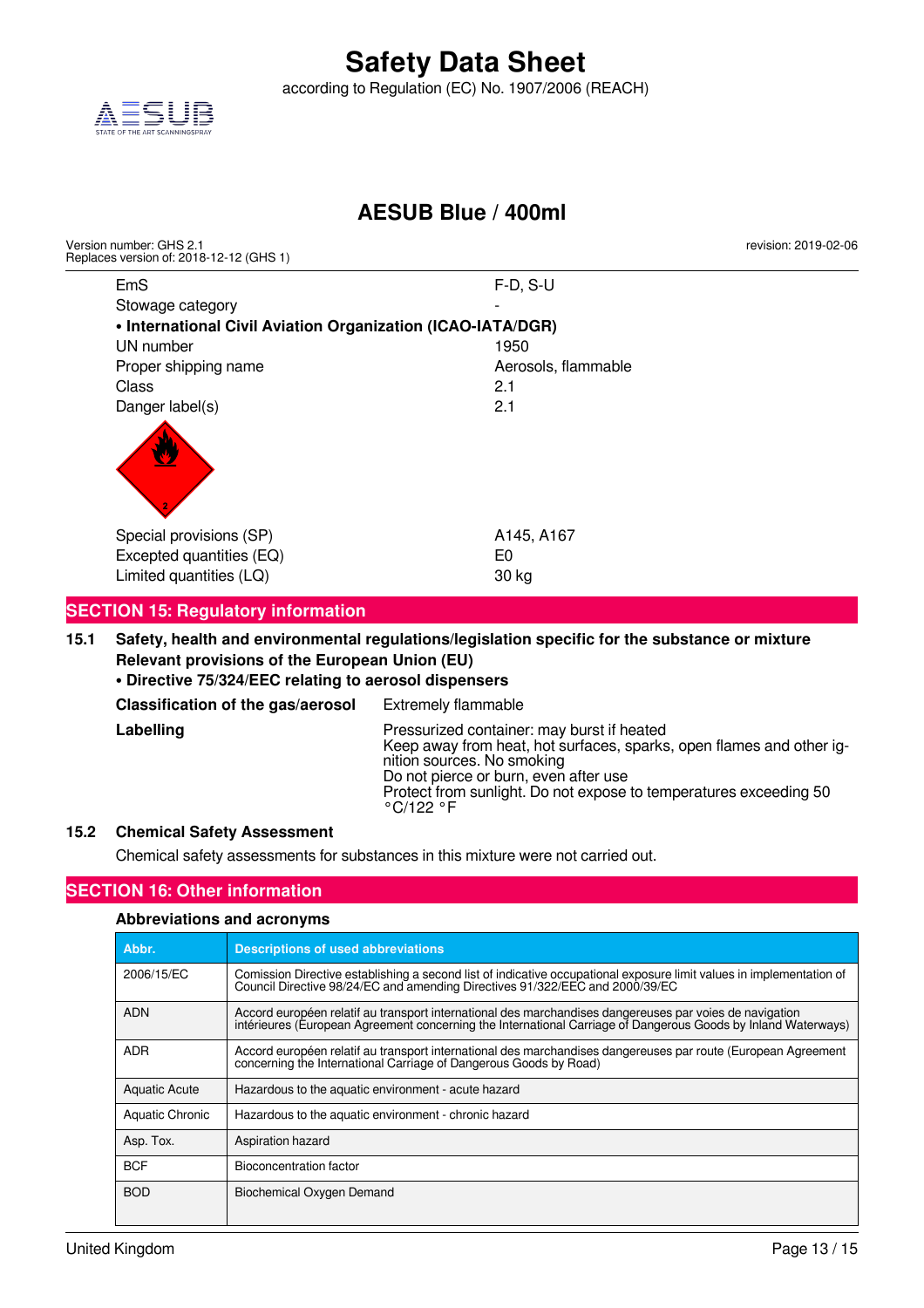| | |
|---|---|
| EmS | F-D, S-U |
| Stowage category | - |

**• International Civil Aviation Organization (ICAO-IATA/DGR)**

| | |
|---|---|
| UN number | 1950 |
| Proper shipping name | Aerosols, flammable |
| Class | 2.1 |
| Danger label(s) | 2.1 |
| Special provisions (SP) | A145, A167 |
| Excepted quantities (EQ) | E0 |
| Limited quantities (LQ) | 30 kg |

## SECTION 15: Regulatory information

### 15.1 Safety, health and environmental regulations/legislation specific for the substance or mixture

**Relevant provisions of the European Union (EU)**

**• Directive 75/324/EEC relating to aerosol dispensers**

| | |
|---|---|
| **Classification of the gas/aerosol** | Extremely flammable |
| **Labelling** | Pressurized container: may burst if heated<br>Keep away from heat, hot surfaces, sparks, open flames and other ignition sources. No smoking<br>Do not pierce or burn, even after use<br>Protect from sunlight. Do not expose to temperatures exceeding 50 °C/122 °F |

### 15.2 Chemical Safety Assessment

Chemical safety assessments for substances in this mixture were not carried out.

## SECTION 16: Other information

**Abbreviations and acronyms**

| Abbr. | Descriptions of used abbreviations |
|---|---|
| 2006/15/EC | Comission Directive establishing a second list of indicative occupational exposure limit values in implementation of Council Directive 98/24/EC and amending Directives 91/322/EEC and 2000/39/EC |
| ADN | Accord européen relatif au transport international des marchandises dangereuses par voies de navigation intérieures (European Agreement concerning the International Carriage of Dangerous Goods by Inland Waterways) |
| ADR | Accord européen relatif au transport international des marchandises dangereuses par route (European Agreement concerning the International Carriage of Dangerous Goods by Road) |
| Aquatic Acute | Hazardous to the aquatic environment - acute hazard |
| Aquatic Chronic | Hazardous to the aquatic environment - chronic hazard |
| Asp. Tox. | Aspiration hazard |
| BCF | Bioconcentration factor |
| BOD | Biochemical Oxygen Demand |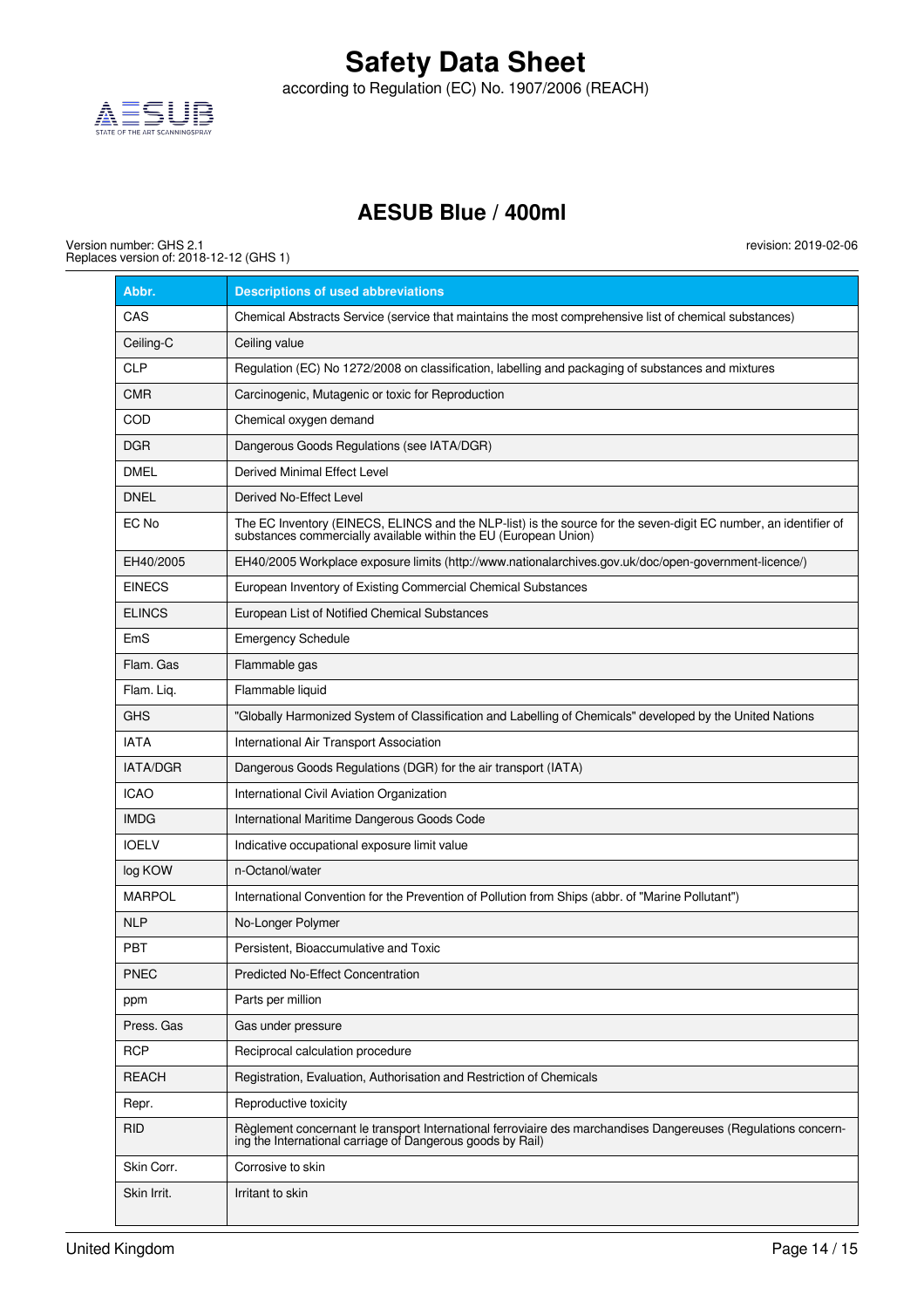| Abbr. | Descriptions of used abbreviations |
| --- | --- |
| CAS | Chemical Abstracts Service (service that maintains the most comprehensive list of chemical substances) |
| Ceiling-C | Ceiling value |
| CLP | Regulation (EC) No 1272/2008 on classification, labelling and packaging of substances and mixtures |
| CMR | Carcinogenic, Mutagenic or toxic for Reproduction |
| COD | Chemical oxygen demand |
| DGR | Dangerous Goods Regulations (see IATA/DGR) |
| DMEL | Derived Minimal Effect Level |
| DNEL | Derived No-Effect Level |
| EC No | The EC Inventory (EINECS, ELINCS and the NLP-list) is the source for the seven-digit EC number, an identifier of substances commercially available within the EU (European Union) |
| EH40/2005 | EH40/2005 Workplace exposure limits (http://www.nationalarchives.gov.uk/doc/open-government-licence/) |
| EINECS | European Inventory of Existing Commercial Chemical Substances |
| ELINCS | European List of Notified Chemical Substances |
| EmS | Emergency Schedule |
| Flam. Gas | Flammable gas |
| Flam. Liq. | Flammable liquid |
| GHS | "Globally Harmonized System of Classification and Labelling of Chemicals" developed by the United Nations |
| IATA | International Air Transport Association |
| IATA/DGR | Dangerous Goods Regulations (DGR) for the air transport (IATA) |
| ICAO | International Civil Aviation Organization |
| IMDG | International Maritime Dangerous Goods Code |
| IOELV | Indicative occupational exposure limit value |
| log KOW | n-Octanol/water |
| MARPOL | International Convention for the Prevention of Pollution from Ships (abbr. of "Marine Pollutant") |
| NLP | No-Longer Polymer |
| PBT | Persistent, Bioaccumulative and Toxic |
| PNEC | Predicted No-Effect Concentration |
| ppm | Parts per million |
| Press. Gas | Gas under pressure |
| RCP | Reciprocal calculation procedure |
| REACH | Registration, Evaluation, Authorisation and Restriction of Chemicals |
| Repr. | Reproductive toxicity |
| RID | Règlement concernant le transport International ferroviaire des marchandises Dangereuses (Regulations concerning the International carriage of Dangerous goods by Rail) |
| Skin Corr. | Corrosive to skin |
| Skin Irrit. | Irritant to skin |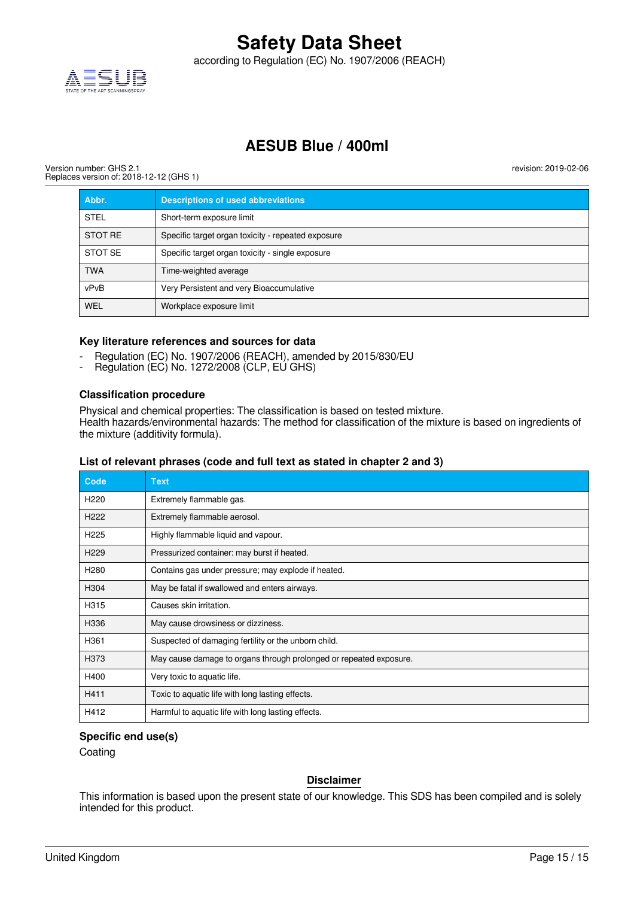| Abbr. | Descriptions of used abbreviations |
|---|---|
| STEL | Short-term exposure limit |
| STOT RE | Specific target organ toxicity - repeated exposure |
| STOT SE | Specific target organ toxicity - single exposure |
| TWA | Time-weighted average |
| vPvB | Very Persistent and very Bioaccumulative |
| WEL | Workplace exposure limit |

### Key literature references and sources for data

- Regulation (EC) No. 1907/2006 (REACH), amended by 2015/830/EU
- Regulation (EC) No. 1272/2008 (CLP, EU GHS)

### Classification procedure

Physical and chemical properties: The classification is based on tested mixture.
Health hazards/environmental hazards: The method for classification of the mixture is based on ingredients of the mixture (additivity formula).

### List of relevant phrases (code and full text as stated in chapter 2 and 3)

| Code | Text |
|---|---|
| H220 | Extremely flammable gas. |
| H222 | Extremely flammable aerosol. |
| H225 | Highly flammable liquid and vapour. |
| H229 | Pressurized container: may burst if heated. |
| H280 | Contains gas under pressure; may explode if heated. |
| H304 | May be fatal if swallowed and enters airways. |
| H315 | Causes skin irritation. |
| H336 | May cause drowsiness or dizziness. |
| H361 | Suspected of damaging fertility or the unborn child. |
| H373 | May cause damage to organs through prolonged or repeated exposure. |
| H400 | Very toxic to aquatic life. |
| H411 | Toxic to aquatic life with long lasting effects. |
| H412 | Harmful to aquatic life with long lasting effects. |

### Specific end use(s)

Coating

## Disclaimer

This information is based upon the present state of our knowledge. This SDS has been compiled and is solely intended for this product.